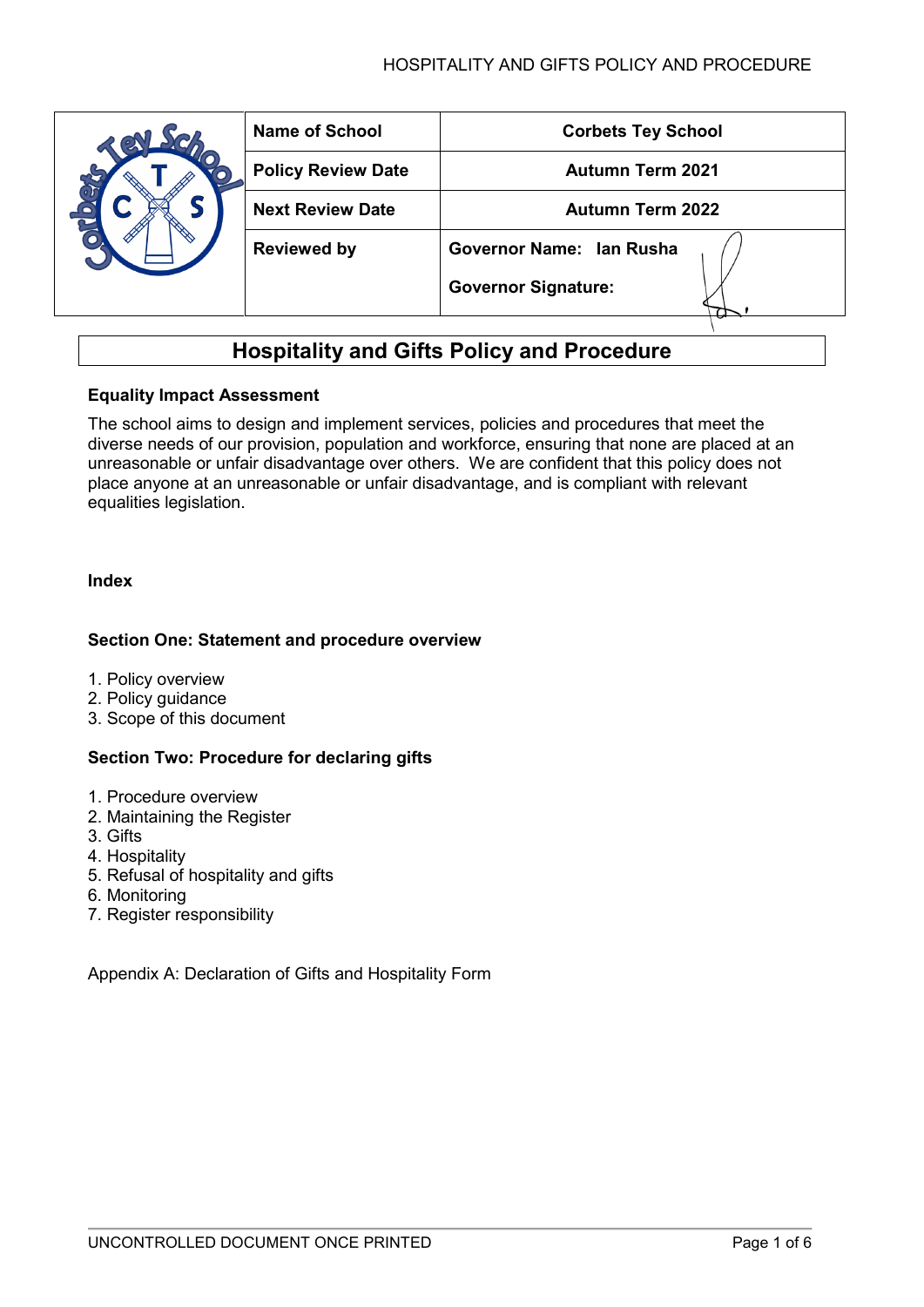| | Name of School | Corbets Tey School |
|---|---|---|
| | Policy Review Date | Autumn Term 2021 |
| | Next Review Date | Autumn Term 2022 |
| | Reviewed by | Governor Name: Ian Rusha<br><br>Governor Signature: |

# Hospitality and Gifts Policy and Procedure

**Equality Impact Assessment**

The school aims to design and implement services, policies and procedures that meet the diverse needs of our provision, population and workforce, ensuring that none are placed at an unreasonable or unfair disadvantage over others. We are confident that this policy does not place anyone at an unreasonable or unfair disadvantage, and is compliant with relevant equalities legislation.

**Index**

**Section One: Statement and procedure overview**

1. Policy overview
2. Policy guidance
3. Scope of this document

**Section Two: Procedure for declaring gifts**

1. Procedure overview
2. Maintaining the Register
3. Gifts
4. Hospitality
5. Refusal of hospitality and gifts
6. Monitoring
7. Register responsibility

Appendix A: Declaration of Gifts and Hospitality Form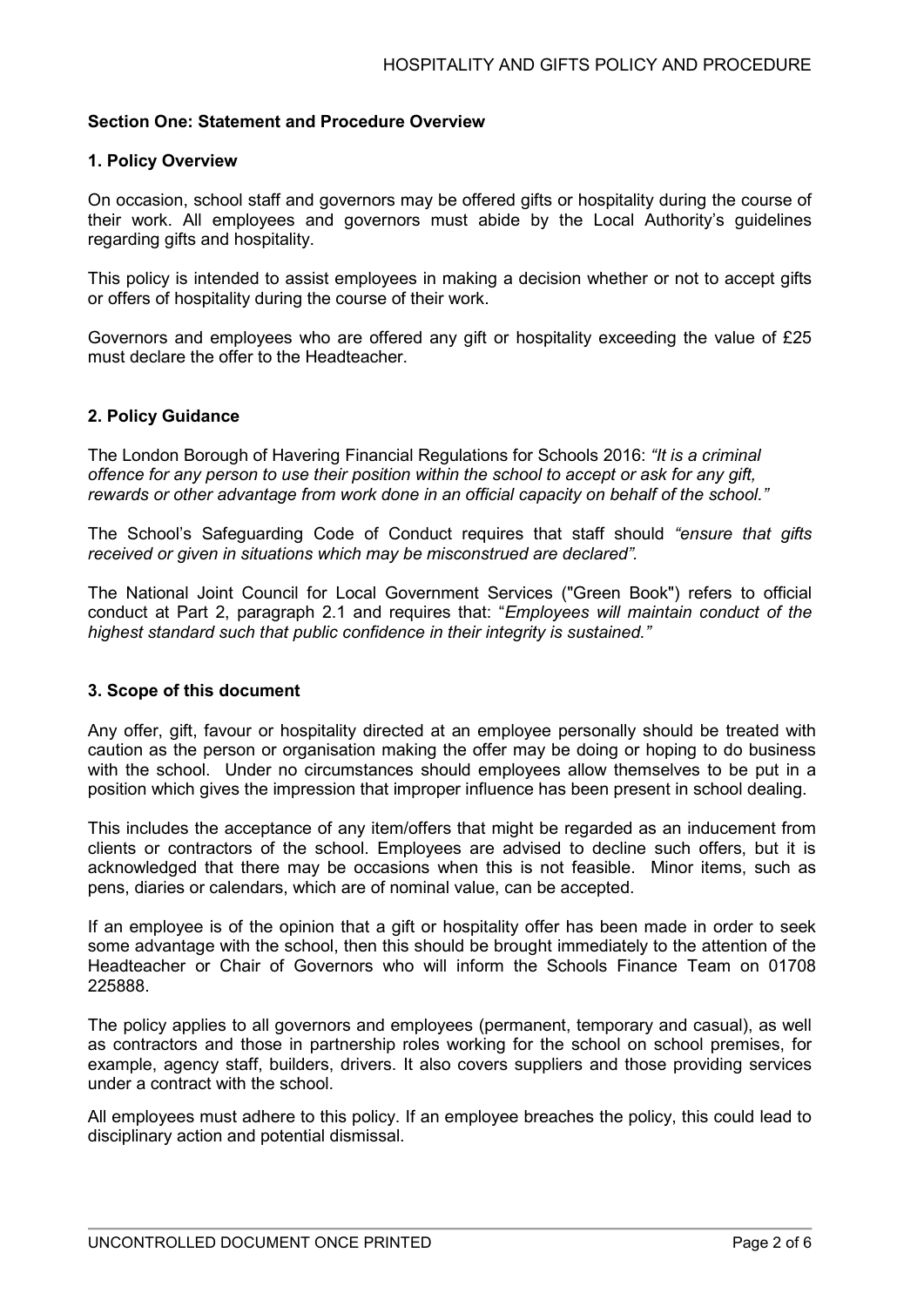**Section One: Statement and Procedure Overview**

**1. Policy Overview**

On occasion, school staff and governors may be offered gifts or hospitality during the course of their work. All employees and governors must abide by the Local Authority's guidelines regarding gifts and hospitality.

This policy is intended to assist employees in making a decision whether or not to accept gifts or offers of hospitality during the course of their work.

Governors and employees who are offered any gift or hospitality exceeding the value of £25 must declare the offer to the Headteacher.

**2. Policy Guidance**

The London Borough of Havering Financial Regulations for Schools 2016: *"It is a criminal offence for any person to use their position within the school to accept or ask for any gift, rewards or other advantage from work done in an official capacity on behalf of the school."*

The School's Safeguarding Code of Conduct requires that staff should *"ensure that gifts received or given in situations which may be misconstrued are declared".*

The National Joint Council for Local Government Services ("Green Book") refers to official conduct at Part 2, paragraph 2.1 and requires that: "*Employees will maintain conduct of the highest standard such that public confidence in their integrity is sustained."*

**3. Scope of this document**

Any offer, gift, favour or hospitality directed at an employee personally should be treated with caution as the person or organisation making the offer may be doing or hoping to do business with the school. Under no circumstances should employees allow themselves to be put in a position which gives the impression that improper influence has been present in school dealing.

This includes the acceptance of any item/offers that might be regarded as an inducement from clients or contractors of the school. Employees are advised to decline such offers, but it is acknowledged that there may be occasions when this is not feasible. Minor items, such as pens, diaries or calendars, which are of nominal value, can be accepted.

If an employee is of the opinion that a gift or hospitality offer has been made in order to seek some advantage with the school, then this should be brought immediately to the attention of the Headteacher or Chair of Governors who will inform the Schools Finance Team on 01708 225888.

The policy applies to all governors and employees (permanent, temporary and casual), as well as contractors and those in partnership roles working for the school on school premises, for example, agency staff, builders, drivers. It also covers suppliers and those providing services under a contract with the school.

All employees must adhere to this policy. If an employee breaches the policy, this could lead to disciplinary action and potential dismissal.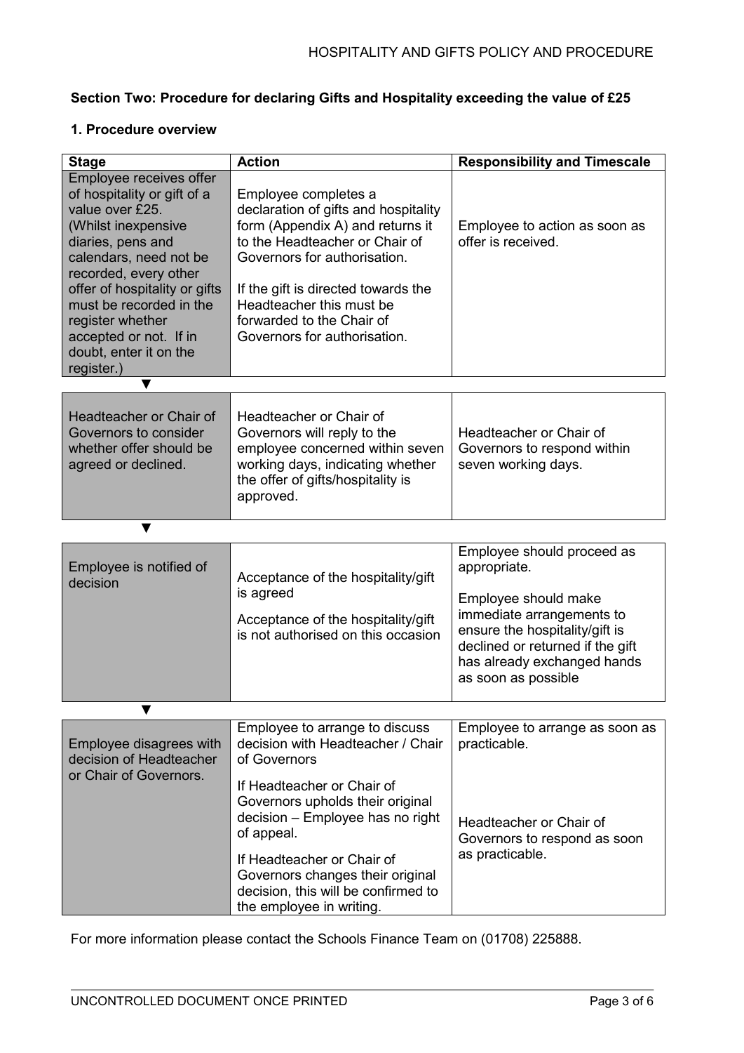### Section Two: Procedure for declaring Gifts and Hospitality exceeding the value of £25

#### 1. Procedure overview

| Stage | Action | Responsibility and Timescale |
|---|---|---|
| Employee receives offer of hospitality or gift of a value over £25. (Whilst inexpensive diaries, pens and calendars, need not be recorded, every other offer of hospitality or gifts must be recorded in the register whether accepted or not. If in doubt, enter it on the register.) | Employee completes a declaration of gifts and hospitality form (Appendix A) and returns it to the Headteacher or Chair of Governors for authorisation.<br><br>If the gift is directed towards the Headteacher this must be forwarded to the Chair of Governors for authorisation. | Employee to action as soon as offer is received. |
| ▼ | | |
| Headteacher or Chair of Governors to consider whether offer should be agreed or declined. | Headteacher or Chair of Governors will reply to the employee concerned within seven working days, indicating whether the offer of gifts/hospitality is approved. | Headteacher or Chair of Governors to respond within seven working days. |
| ▼ | | |
| Employee is notified of decision | Acceptance of the hospitality/gift is agreed<br><br>Acceptance of the hospitality/gift is not authorised on this occasion | Employee should proceed as appropriate.<br><br>Employee should make immediate arrangements to ensure the hospitality/gift is declined or returned if the gift has already exchanged hands as soon as possible |
| ▼ | | |
| Employee disagrees with decision of Headteacher or Chair of Governors. | Employee to arrange to discuss decision with Headteacher / Chair of Governors<br><br>If Headteacher or Chair of Governors upholds their original decision – Employee has no right of appeal.<br><br>If Headteacher or Chair of Governors changes their original decision, this will be confirmed to the employee in writing. | Employee to arrange as soon as practicable.<br><br>Headteacher or Chair of Governors to respond as soon as practicable. |

For more information please contact the Schools Finance Team on (01708) 225888.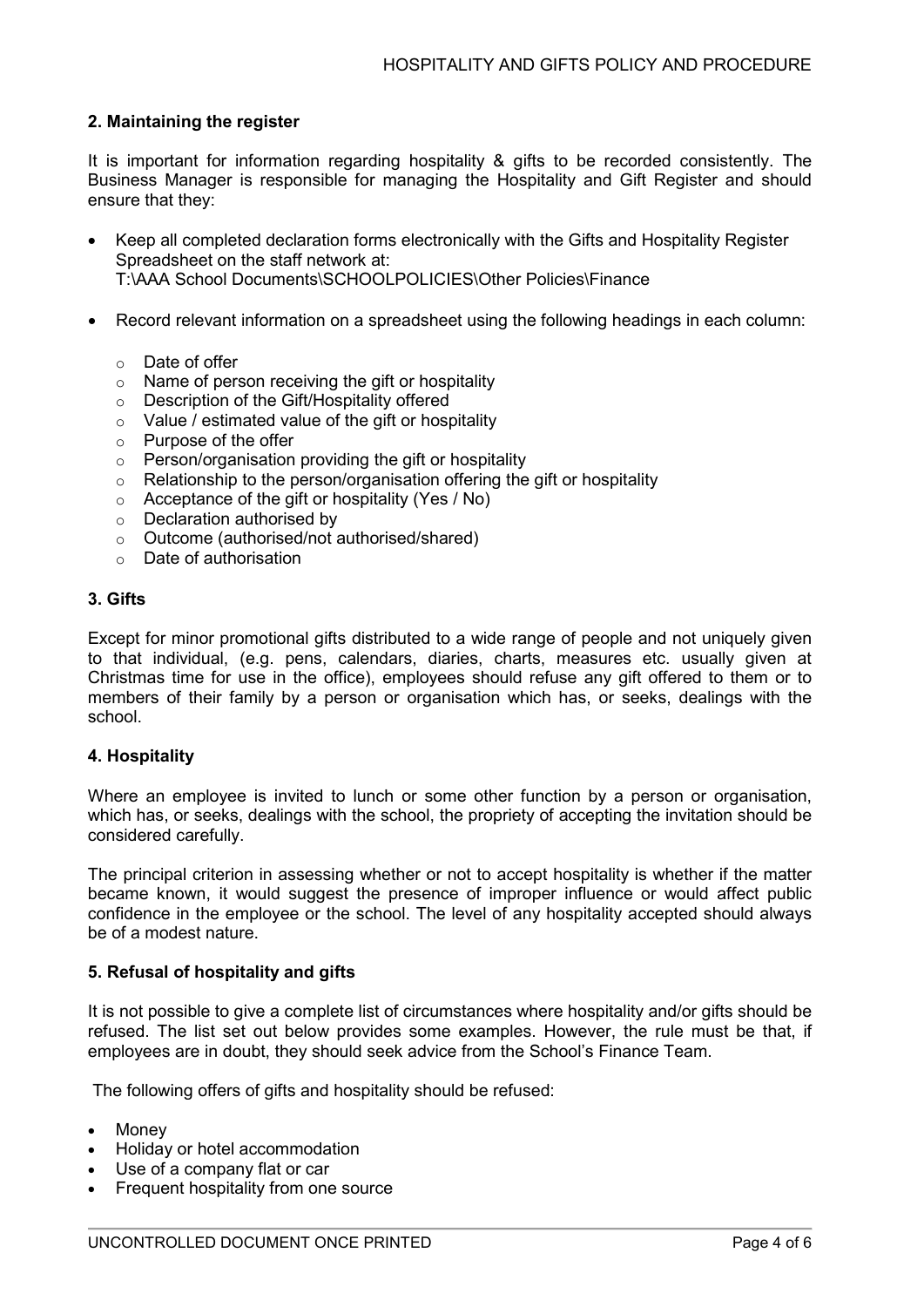## 2. Maintaining the register

It is important for information regarding hospitality & gifts to be recorded consistently. The Business Manager is responsible for managing the Hospitality and Gift Register and should ensure that they:

- Keep all completed declaration forms electronically with the Gifts and Hospitality Register Spreadsheet on the staff network at: T:\AAA School Documents\SCHOOLPOLICIES\Other Policies\Finance
- Record relevant information on a spreadsheet using the following headings in each column:
  - Date of offer
  - Name of person receiving the gift or hospitality
  - Description of the Gift/Hospitality offered
  - Value / estimated value of the gift or hospitality
  - Purpose of the offer
  - Person/organisation providing the gift or hospitality
  - Relationship to the person/organisation offering the gift or hospitality
  - Acceptance of the gift or hospitality (Yes / No)
  - Declaration authorised by
  - Outcome (authorised/not authorised/shared)
  - Date of authorisation

## 3. Gifts

Except for minor promotional gifts distributed to a wide range of people and not uniquely given to that individual, (e.g. pens, calendars, diaries, charts, measures etc. usually given at Christmas time for use in the office), employees should refuse any gift offered to them or to members of their family by a person or organisation which has, or seeks, dealings with the school.

## 4. Hospitality

Where an employee is invited to lunch or some other function by a person or organisation, which has, or seeks, dealings with the school, the propriety of accepting the invitation should be considered carefully.

The principal criterion in assessing whether or not to accept hospitality is whether if the matter became known, it would suggest the presence of improper influence or would affect public confidence in the employee or the school. The level of any hospitality accepted should always be of a modest nature.

## 5. Refusal of hospitality and gifts

It is not possible to give a complete list of circumstances where hospitality and/or gifts should be refused. The list set out below provides some examples. However, the rule must be that, if employees are in doubt, they should seek advice from the School's Finance Team.

The following offers of gifts and hospitality should be refused:

- Money
- Holiday or hotel accommodation
- Use of a company flat or car
- Frequent hospitality from one source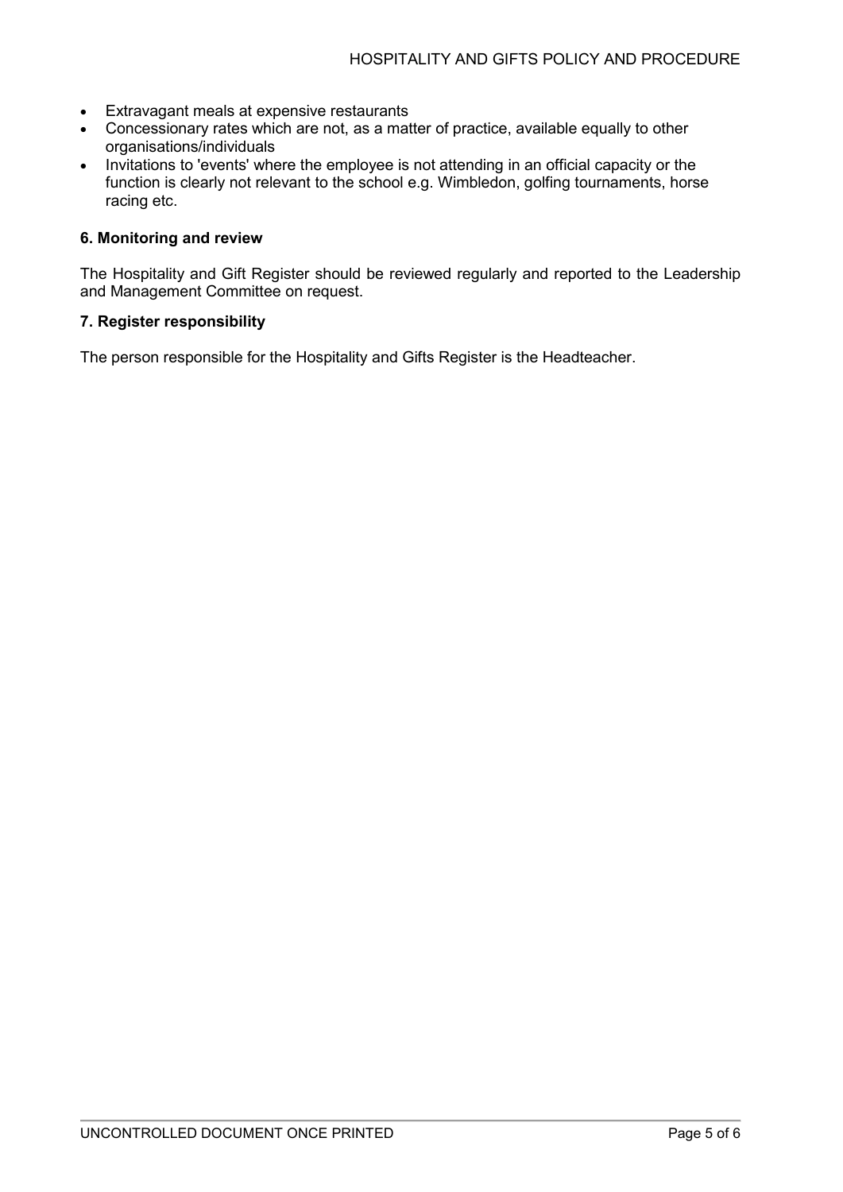- Extravagant meals at expensive restaurants
- Concessionary rates which are not, as a matter of practice, available equally to other organisations/individuals
- Invitations to 'events' where the employee is not attending in an official capacity or the function is clearly not relevant to the school e.g. Wimbledon, golfing tournaments, horse racing etc.

### 6. Monitoring and review

The Hospitality and Gift Register should be reviewed regularly and reported to the Leadership and Management Committee on request.

### 7. Register responsibility

The person responsible for the Hospitality and Gifts Register is the Headteacher.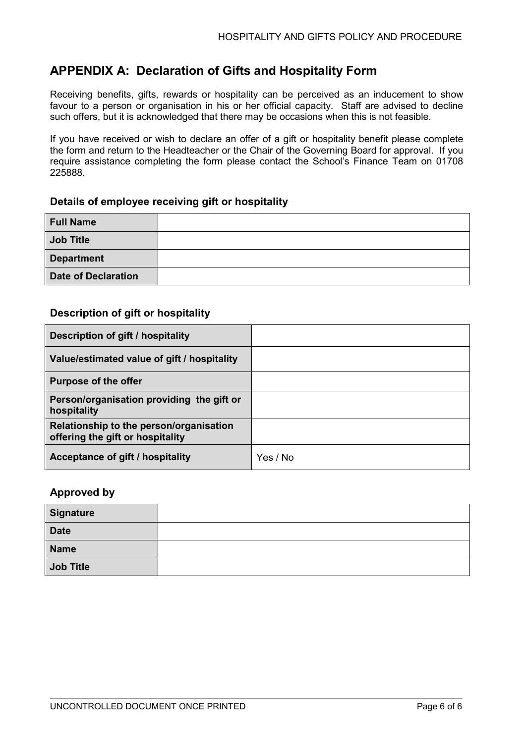## APPENDIX A: Declaration of Gifts and Hospitality Form

Receiving benefits, gifts, rewards or hospitality can be perceived as an inducement to show favour to a person or organisation in his or her official capacity. Staff are advised to decline such offers, but it is acknowledged that there may be occasions when this is not feasible.

If you have received or wish to declare an offer of a gift or hospitality benefit please complete the form and return to the Headteacher or the Chair of the Governing Board for approval. If you require assistance completing the form please contact the School's Finance Team on 01708 225888.

### Details of employee receiving gift or hospitality

| | |
|---|---|
| **Full Name** | |
| **Job Title** | |
| **Department** | |
| **Date of Declaration** | |

### Description of gift or hospitality

| | |
|---|---|
| **Description of gift / hospitality** | |
| **Value/estimated value of gift / hospitality** | |
| **Purpose of the offer** | |
| **Person/organisation providing the gift or hospitality** | |
| **Relationship to the person/organisation offering the gift or hospitality** | |
| **Acceptance of gift / hospitality** | Yes / No |

### Approved by

| | |
|---|---|
| **Signature** | |
| **Date** | |
| **Name** | |
| **Job Title** | |